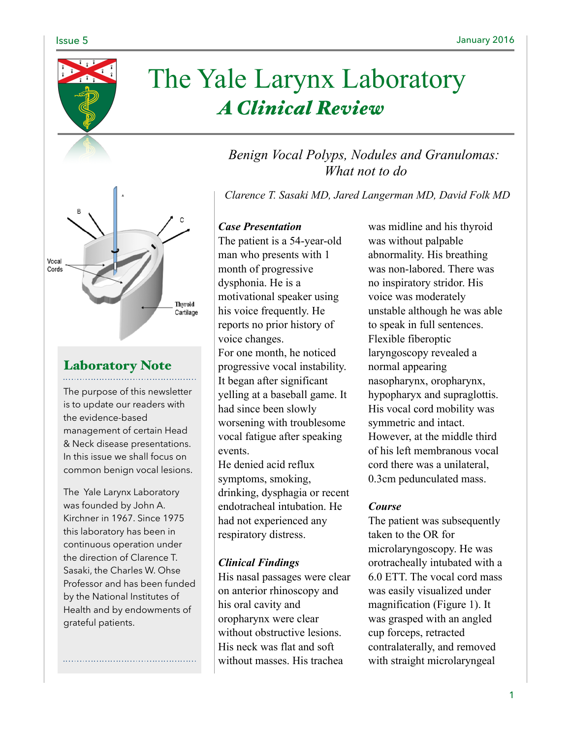# The Yale Larynx Laboratory

## *A Clinical Review*

### *Benign Vocal Polyps, Nodules and Granulomas: What not to do*

*Clarence T. Sasaki MD, Jared Langerman MD, David Folk MD*

Vocal Cords

Thyroid Cartilage

## Laboratory Note

The purpose of this newsletter is to update our readers with the evidence-based management of certain Head & Neck disease presentations. In this issue we shall focus on common benign vocal lesions.

The Yale Larynx Laboratory was founded by John A. Kirchner in 1967. Since 1975 this laboratory has been in continuous operation under the direction of Clarence T. Sasaki, the Charles W. Ohse Professor and has been funded by the National Institutes of Health and by endowments of grateful patients.

***Case Presentation***

The patient is a 54-year-old man who presents with 1 month of progressive dysphonia. He is a motivational speaker using his voice frequently. He reports no prior history of voice changes.

For one month, he noticed progressive vocal instability. It began after significant yelling at a baseball game. It had since been slowly worsening with troublesome vocal fatigue after speaking events.

He denied acid reflux symptoms, smoking, drinking, dysphagia or recent endotracheal intubation. He had not experienced any respiratory distress.

***Clinical Findings***

His nasal passages were clear on anterior rhinoscopy and his oral cavity and oropharynx were clear without obstructive lesions. His neck was flat and soft without masses. His trachea was midline and his thyroid was without palpable abnormality. His breathing was non-labored. There was no inspiratory stridor. His voice was moderately unstable although he was able to speak in full sentences. Flexible fiberoptic laryngoscopy revealed a normal appearing nasopharynx, oropharynx, hypopharyx and supraglottis. His vocal cord mobility was symmetric and intact. However, at the middle third of his left membranous vocal cord there was a unilateral, 0.3cm pedunculated mass.

***Course***

The patient was subsequently taken to the OR for microlaryngoscopy. He was orotracheally intubated with a 6.0 ETT. The vocal cord mass was easily visualized under magnification (Figure 1). It was grasped with an angled cup forceps, retracted contralaterally, and removed with straight microlaryngeal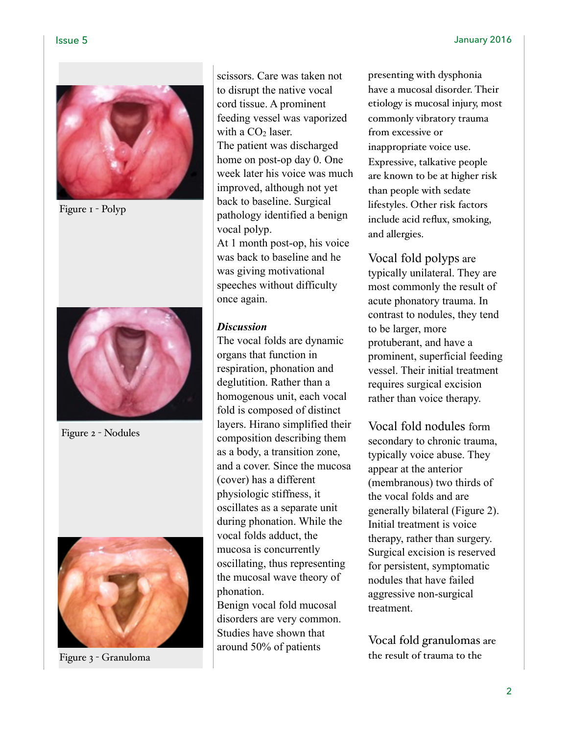Figure 1 - Polyp

Figure 2 - Nodules

Figure 3 - Granuloma

scissors. Care was taken not to disrupt the native vocal cord tissue. A prominent feeding vessel was vaporized with a $CO_2$ laser.

The patient was discharged home on post-op day 0. One week later his voice was much improved, although not yet back to baseline. Surgical pathology identified a benign vocal polyp.

At 1 month post-op, his voice was back to baseline and he was giving motivational speeches without difficulty once again.

***Discussion***

The vocal folds are dynamic organs that function in respiration, phonation and deglutition. Rather than a homogenous unit, each vocal fold is composed of distinct layers. Hirano simplified their composition describing them as a body, a transition zone, and a cover. Since the mucosa (cover) has a different physiologic stiffness, it oscillates as a separate unit during phonation. While the vocal folds adduct, the mucosa is concurrently oscillating, thus representing the mucosal wave theory of phonation.

Benign vocal fold mucosal disorders are very common. Studies have shown that around 50% of patients presenting with dysphonia have a mucosal disorder. Their etiology is mucosal injury, most commonly vibratory trauma from excessive or inappropriate voice use. Expressive, talkative people are known to be at higher risk than people with sedate lifestyles. Other risk factors include acid reflux, smoking, and allergies.

Vocal fold polyps are typically unilateral. They are most commonly the result of acute phonatory trauma. In contrast to nodules, they tend to be larger, more protuberant, and have a prominent, superficial feeding vessel. Their initial treatment requires surgical excision rather than voice therapy.

Vocal fold nodules form secondary to chronic trauma, typically voice abuse. They appear at the anterior (membranous) two thirds of the vocal folds and are generally bilateral (Figure 2). Initial treatment is voice therapy, rather than surgery. Surgical excision is reserved for persistent, symptomatic nodules that have failed aggressive non-surgical treatment.

Vocal fold granulomas are the result of trauma to the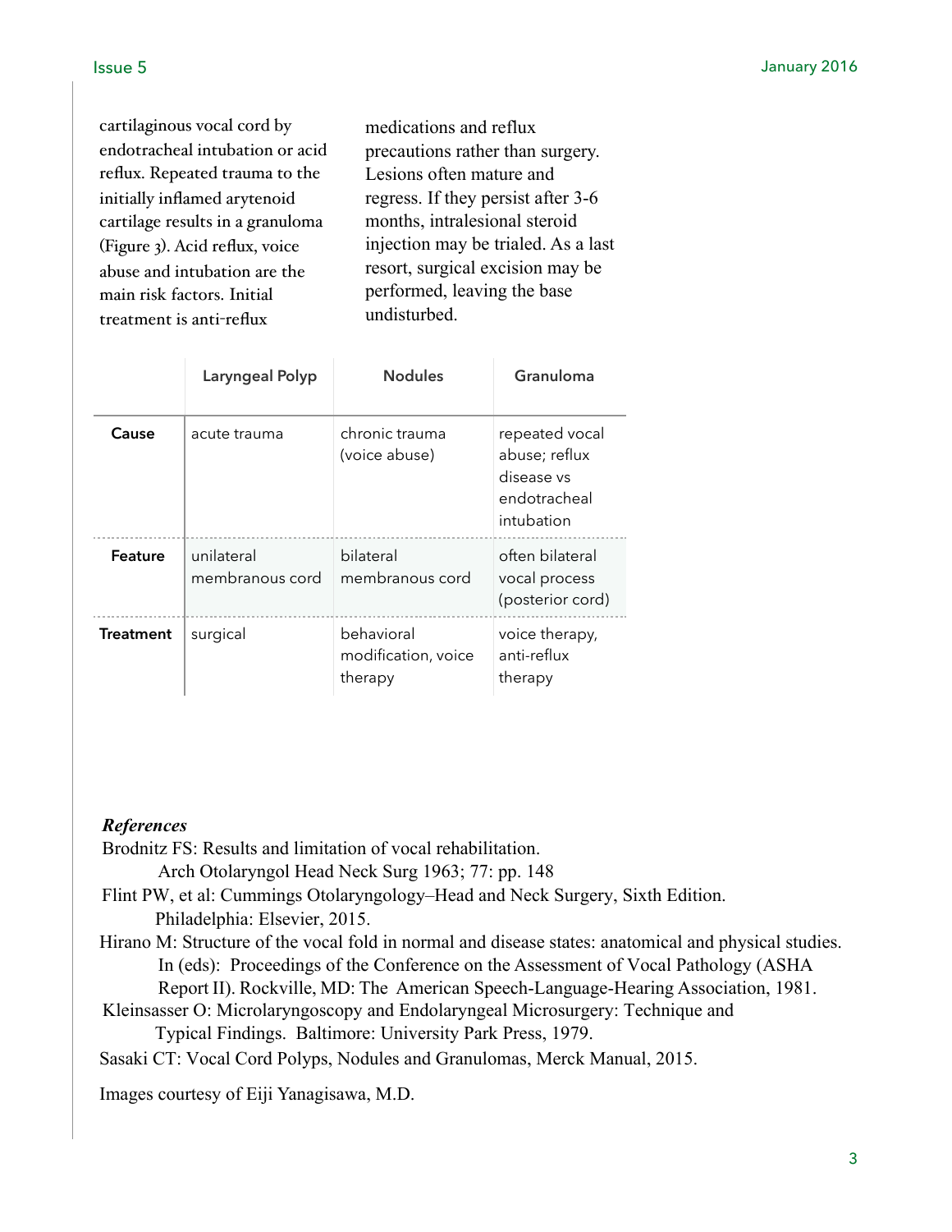cartilaginous vocal cord by endotracheal intubation or acid reflux. Repeated trauma to the initially inflamed arytenoid cartilage results in a granuloma (Figure 3). Acid reflux, voice abuse and intubation are the main risk factors. Initial treatment is anti-reflux medications and reflux precautions rather than surgery. Lesions often mature and regress. If they persist after 3-6 months, intralesional steroid injection may be trialed. As a last resort, surgical excision may be performed, leaving the base undisturbed.

| | Laryngeal Polyp | Nodules | Granuloma |
|---|---|---|---|
| **Cause** | acute trauma | chronic trauma (voice abuse) | repeated vocal abuse; reflux disease vs endotracheal intubation |
| **Feature** | unilateral membranous cord | bilateral membranous cord | often bilateral vocal process (posterior cord) |
| **Treatment** | surgical | behavioral modification, voice therapy | voice therapy, anti-reflux therapy |

***References***

Brodnitz FS: Results and limitation of vocal rehabilitation. Arch Otolaryngol Head Neck Surg 1963; 77: pp. 148

Flint PW, et al: Cummings Otolaryngology–Head and Neck Surgery, Sixth Edition. Philadelphia: Elsevier, 2015.

Hirano M: Structure of the vocal fold in normal and disease states: anatomical and physical studies. In (eds): Proceedings of the Conference on the Assessment of Vocal Pathology (ASHA Report II). Rockville, MD: The American Speech-Language-Hearing Association, 1981.

Kleinsasser O: Microlaryngoscopy and Endolaryngeal Microsurgery: Technique and Typical Findings. Baltimore: University Park Press, 1979.

Sasaki CT: Vocal Cord Polyps, Nodules and Granulomas, Merck Manual, 2015.

Images courtesy of Eiji Yanagisawa, M.D.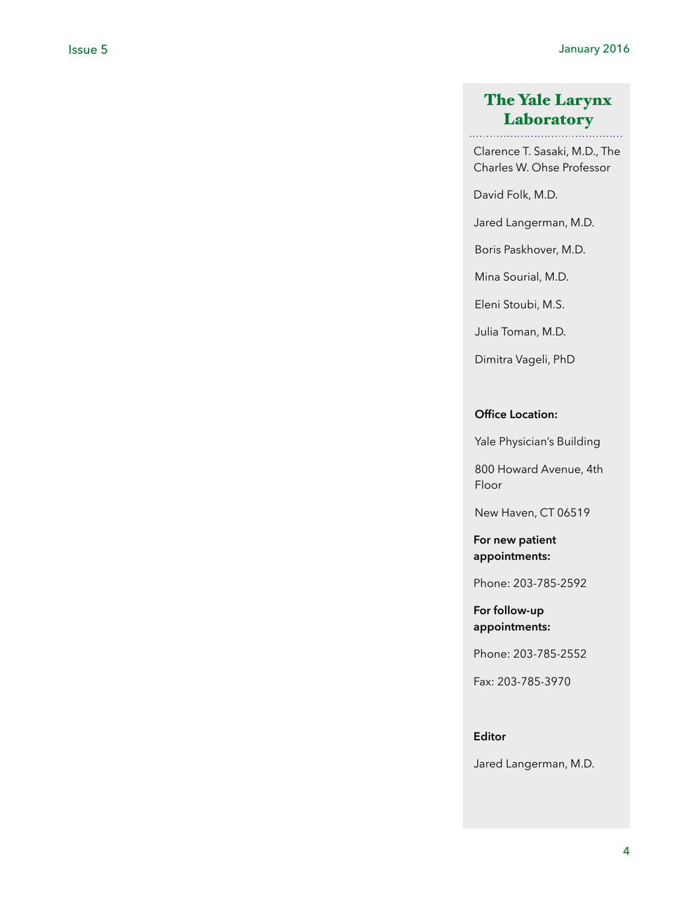## The Yale Larynx Laboratory

Clarence T. Sasaki, M.D., The Charles W. Ohse Professor

David Folk, M.D.

Jared Langerman, M.D.

Boris Paskhover, M.D.

Mina Sourial, M.D.

Eleni Stoubi, M.S.

Julia Toman, M.D.

Dimitra Vageli, PhD

**Office Location:**

Yale Physician's Building

800 Howard Avenue, 4th Floor

New Haven, CT 06519

**For new patient appointments:**

Phone: 203-785-2592

**For follow-up appointments:**

Phone: 203-785-2552

Fax: 203-785-3970

**Editor**

Jared Langerman, M.D.